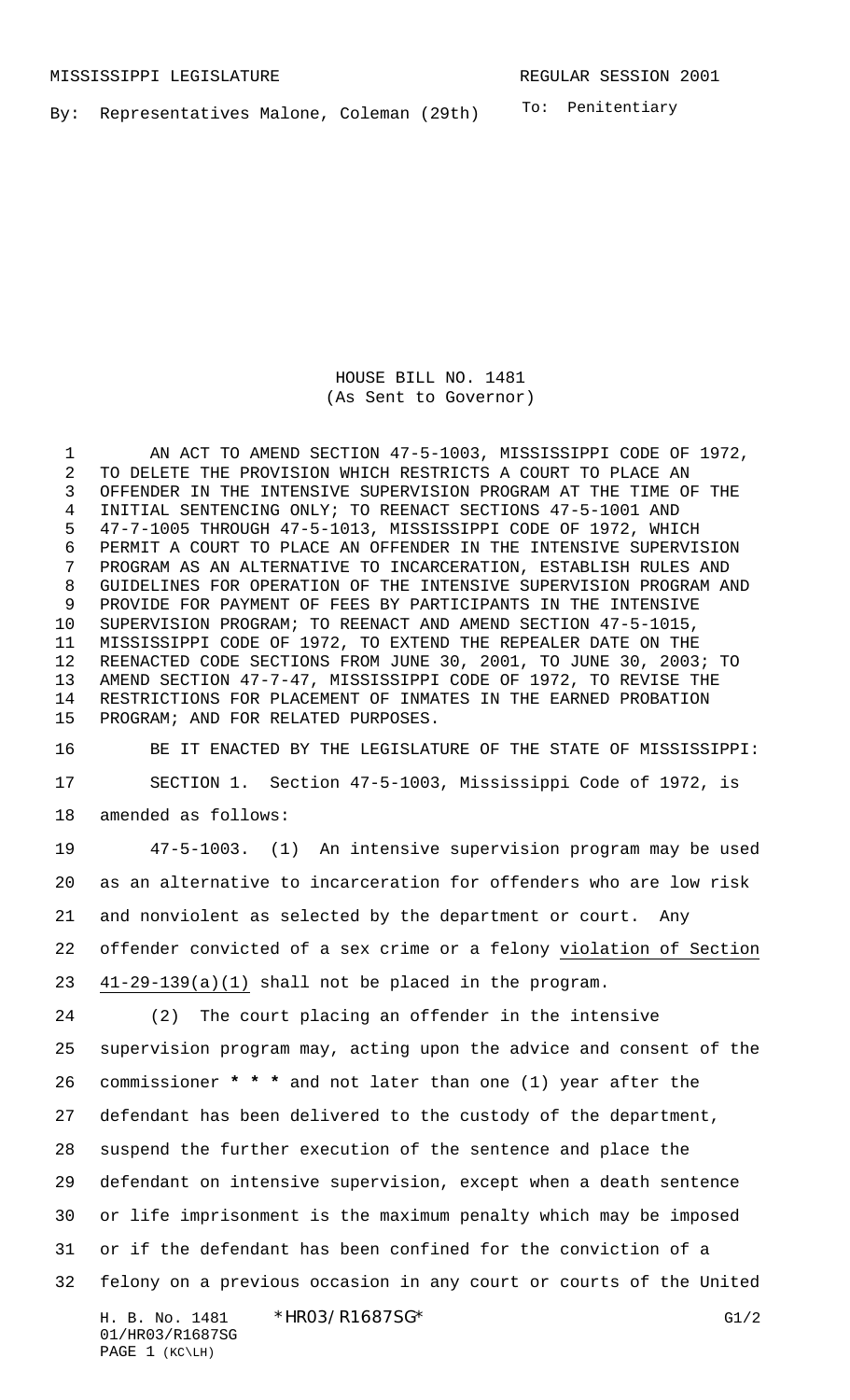MISSISSIPPI LEGISLATURE REGULAR SESSION 2001

By: Representatives Malone, Coleman (29th)

To: Penitentiary

HOUSE BILL NO. 1481
(As Sent to Governor)

AN ACT TO AMEND SECTION 47-5-1003, MISSISSIPPI CODE OF 1972, TO DELETE THE PROVISION WHICH RESTRICTS A COURT TO PLACE AN OFFENDER IN THE INTENSIVE SUPERVISION PROGRAM AT THE TIME OF THE INITIAL SENTENCING ONLY; TO REENACT SECTIONS 47-5-1001 AND 47-7-1005 THROUGH 47-5-1013, MISSISSIPPI CODE OF 1972, WHICH PERMIT A COURT TO PLACE AN OFFENDER IN THE INTENSIVE SUPERVISION PROGRAM AS AN ALTERNATIVE TO INCARCERATION, ESTABLISH RULES AND GUIDELINES FOR OPERATION OF THE INTENSIVE SUPERVISION PROGRAM AND PROVIDE FOR PAYMENT OF FEES BY PARTICIPANTS IN THE INTENSIVE SUPERVISION PROGRAM; TO REENACT AND AMEND SECTION 47-5-1015, MISSISSIPPI CODE OF 1972, TO EXTEND THE REPEALER DATE ON THE REENACTED CODE SECTIONS FROM JUNE 30, 2001, TO JUNE 30, 2003; TO AMEND SECTION 47-7-47, MISSISSIPPI CODE OF 1972, TO REVISE THE RESTRICTIONS FOR PLACEMENT OF INMATES IN THE EARNED PROBATION PROGRAM; AND FOR RELATED PURPOSES.

BE IT ENACTED BY THE LEGISLATURE OF THE STATE OF MISSISSIPPI:

SECTION 1. Section 47-5-1003, Mississippi Code of 1972, is amended as follows:

47-5-1003. (1) An intensive supervision program may be used as an alternative to incarceration for offenders who are low risk and nonviolent as selected by the department or court. Any offender convicted of a sex crime or a felony violation of Section 41-29-139(a)(1) shall not be placed in the program.

(2) The court placing an offender in the intensive supervision program may, acting upon the advice and consent of the commissioner **\* \* \*** and not later than one (1) year after the defendant has been delivered to the custody of the department, suspend the further execution of the sentence and place the defendant on intensive supervision, except when a death sentence or life imprisonment is the maximum penalty which may be imposed or if the defendant has been confined for the conviction of a felony on a previous occasion in any court or courts of the United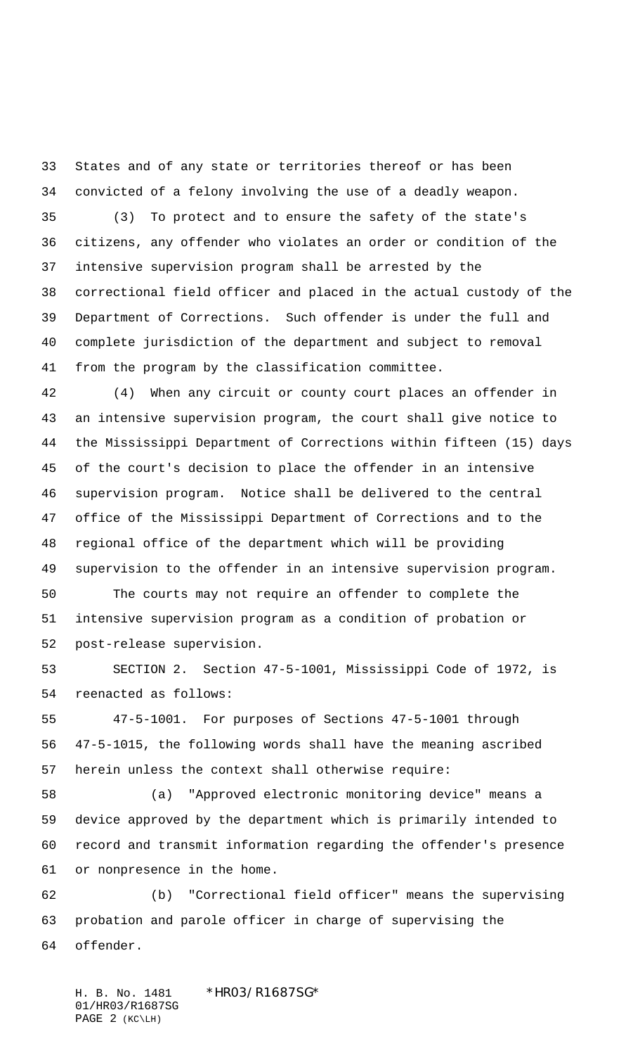States and of any state or territories thereof or has been convicted of a felony involving the use of a deadly weapon.

(3) To protect and to ensure the safety of the state's citizens, any offender who violates an order or condition of the intensive supervision program shall be arrested by the correctional field officer and placed in the actual custody of the Department of Corrections. Such offender is under the full and complete jurisdiction of the department and subject to removal from the program by the classification committee.

(4) When any circuit or county court places an offender in an intensive supervision program, the court shall give notice to the Mississippi Department of Corrections within fifteen (15) days of the court's decision to place the offender in an intensive supervision program. Notice shall be delivered to the central office of the Mississippi Department of Corrections and to the regional office of the department which will be providing supervision to the offender in an intensive supervision program.

The courts may not require an offender to complete the intensive supervision program as a condition of probation or post-release supervision.

SECTION 2. Section 47-5-1001, Mississippi Code of 1972, is reenacted as follows:

47-5-1001. For purposes of Sections 47-5-1001 through 47-5-1015, the following words shall have the meaning ascribed herein unless the context shall otherwise require:

(a) "Approved electronic monitoring device" means a device approved by the department which is primarily intended to record and transmit information regarding the offender's presence or nonpresence in the home.

(b) "Correctional field officer" means the supervising probation and parole officer in charge of supervising the offender.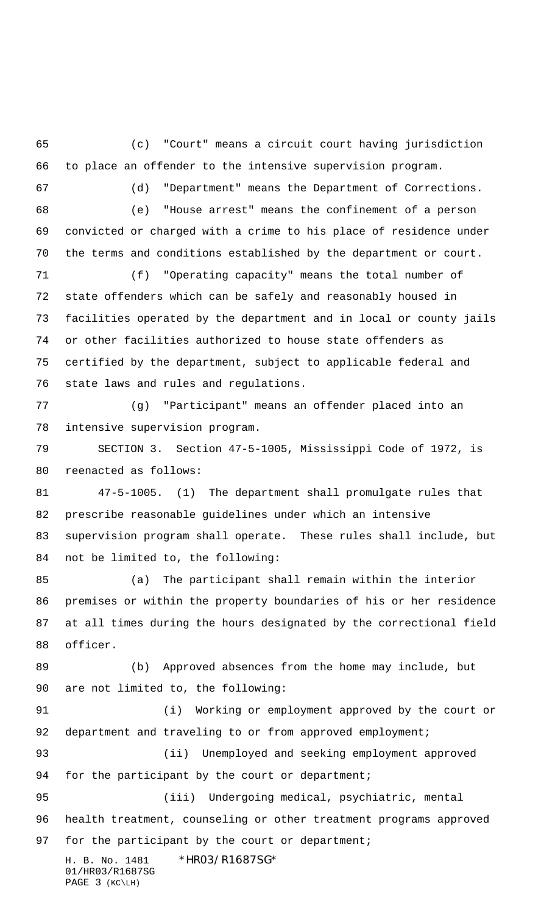(c) "Court" means a circuit court having jurisdiction to place an offender to the intensive supervision program.

(d) "Department" means the Department of Corrections.

(e) "House arrest" means the confinement of a person convicted or charged with a crime to his place of residence under the terms and conditions established by the department or court.

(f) "Operating capacity" means the total number of state offenders which can be safely and reasonably housed in facilities operated by the department and in local or county jails or other facilities authorized to house state offenders as certified by the department, subject to applicable federal and state laws and rules and regulations.

(g) "Participant" means an offender placed into an intensive supervision program.

SECTION 3. Section 47-5-1005, Mississippi Code of 1972, is reenacted as follows:

47-5-1005. (1) The department shall promulgate rules that prescribe reasonable guidelines under which an intensive supervision program shall operate. These rules shall include, but not be limited to, the following:

(a) The participant shall remain within the interior premises or within the property boundaries of his or her residence at all times during the hours designated by the correctional field officer.

(b) Approved absences from the home may include, but are not limited to, the following:

(i) Working or employment approved by the court or department and traveling to or from approved employment;

(ii) Unemployed and seeking employment approved for the participant by the court or department;

(iii) Undergoing medical, psychiatric, mental health treatment, counseling or other treatment programs approved for the participant by the court or department;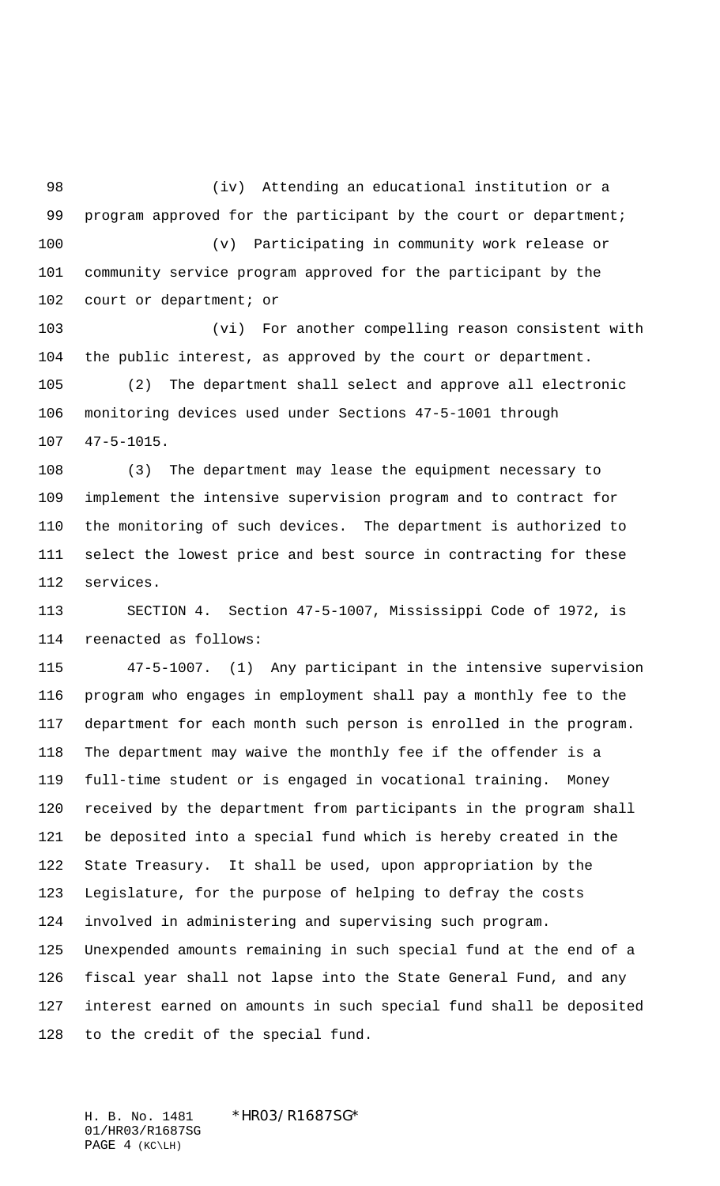(iv) Attending an educational institution or a program approved for the participant by the court or department;

(v) Participating in community work release or community service program approved for the participant by the court or department; or

(vi) For another compelling reason consistent with the public interest, as approved by the court or department.

(2) The department shall select and approve all electronic monitoring devices used under Sections 47-5-1001 through 47-5-1015.

(3) The department may lease the equipment necessary to implement the intensive supervision program and to contract for the monitoring of such devices. The department is authorized to select the lowest price and best source in contracting for these services.

SECTION 4. Section 47-5-1007, Mississippi Code of 1972, is reenacted as follows:

47-5-1007. (1) Any participant in the intensive supervision program who engages in employment shall pay a monthly fee to the department for each month such person is enrolled in the program. The department may waive the monthly fee if the offender is a full-time student or is engaged in vocational training. Money received by the department from participants in the program shall be deposited into a special fund which is hereby created in the State Treasury. It shall be used, upon appropriation by the Legislature, for the purpose of helping to defray the costs involved in administering and supervising such program. Unexpended amounts remaining in such special fund at the end of a fiscal year shall not lapse into the State General Fund, and any interest earned on amounts in such special fund shall be deposited to the credit of the special fund.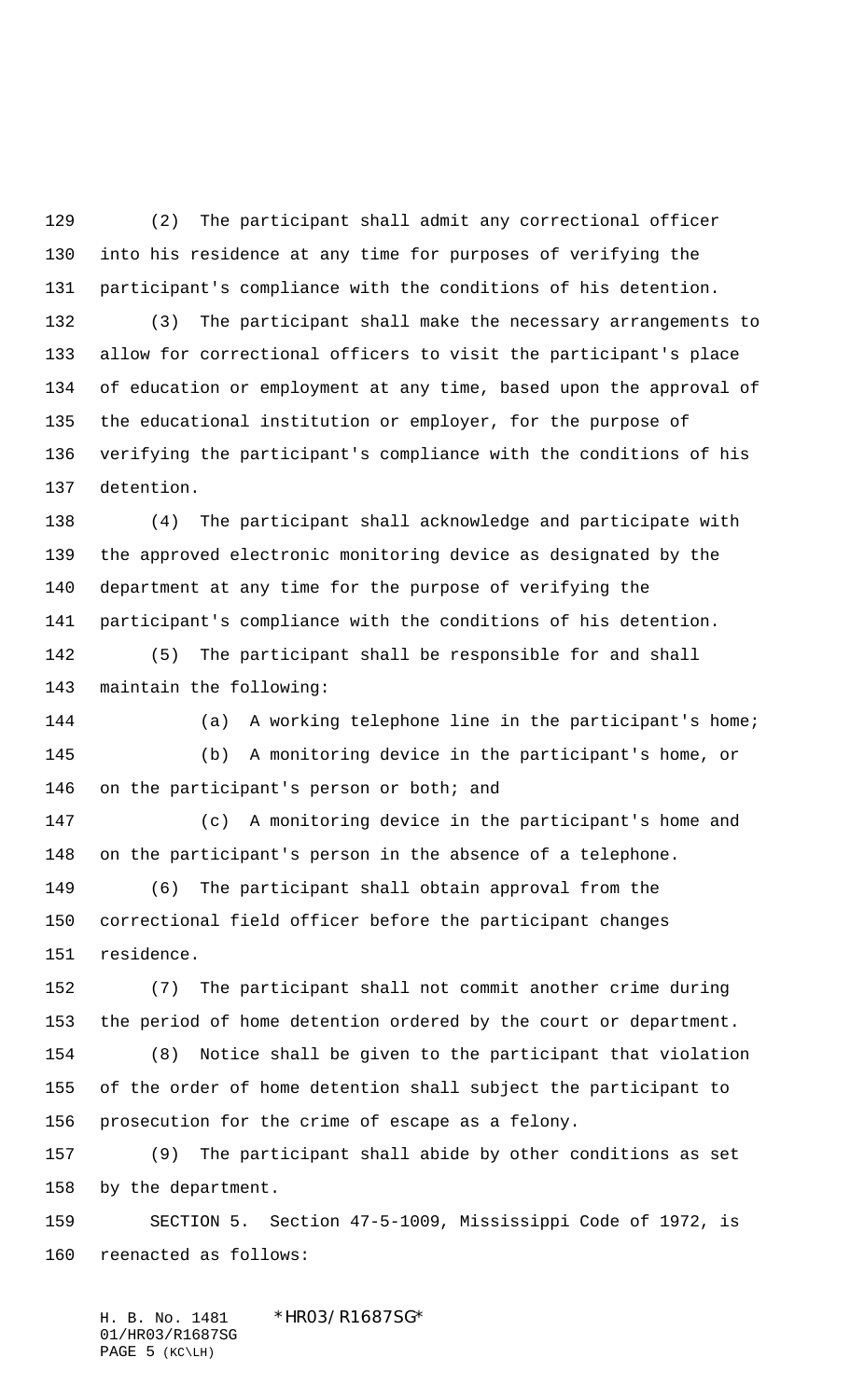(2) The participant shall admit any correctional officer into his residence at any time for purposes of verifying the participant's compliance with the conditions of his detention.

(3) The participant shall make the necessary arrangements to allow for correctional officers to visit the participant's place of education or employment at any time, based upon the approval of the educational institution or employer, for the purpose of verifying the participant's compliance with the conditions of his detention.

(4) The participant shall acknowledge and participate with the approved electronic monitoring device as designated by the department at any time for the purpose of verifying the participant's compliance with the conditions of his detention.

(5) The participant shall be responsible for and shall maintain the following:

(a) A working telephone line in the participant's home;

(b) A monitoring device in the participant's home, or on the participant's person or both; and

(c) A monitoring device in the participant's home and on the participant's person in the absence of a telephone.

(6) The participant shall obtain approval from the correctional field officer before the participant changes residence.

(7) The participant shall not commit another crime during the period of home detention ordered by the court or department.

(8) Notice shall be given to the participant that violation of the order of home detention shall subject the participant to prosecution for the crime of escape as a felony.

(9) The participant shall abide by other conditions as set by the department.

SECTION 5. Section 47-5-1009, Mississippi Code of 1972, is reenacted as follows: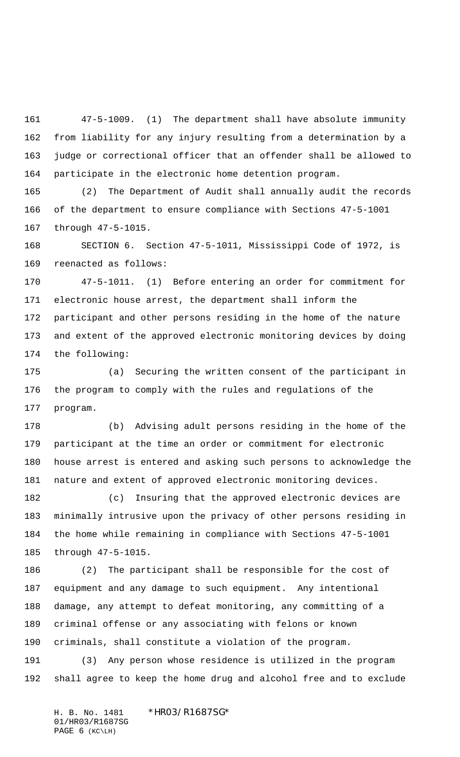47-5-1009. (1) The department shall have absolute immunity from liability for any injury resulting from a determination by a judge or correctional officer that an offender shall be allowed to participate in the electronic home detention program.

(2) The Department of Audit shall annually audit the records of the department to ensure compliance with Sections 47-5-1001 through 47-5-1015.

SECTION 6. Section 47-5-1011, Mississippi Code of 1972, is reenacted as follows:

47-5-1011. (1) Before entering an order for commitment for electronic house arrest, the department shall inform the participant and other persons residing in the home of the nature and extent of the approved electronic monitoring devices by doing the following:

(a) Securing the written consent of the participant in the program to comply with the rules and regulations of the program.

(b) Advising adult persons residing in the home of the participant at the time an order or commitment for electronic house arrest is entered and asking such persons to acknowledge the nature and extent of approved electronic monitoring devices.

(c) Insuring that the approved electronic devices are minimally intrusive upon the privacy of other persons residing in the home while remaining in compliance with Sections 47-5-1001 through 47-5-1015.

(2) The participant shall be responsible for the cost of equipment and any damage to such equipment. Any intentional damage, any attempt to defeat monitoring, any committing of a criminal offense or any associating with felons or known criminals, shall constitute a violation of the program.

(3) Any person whose residence is utilized in the program shall agree to keep the home drug and alcohol free and to exclude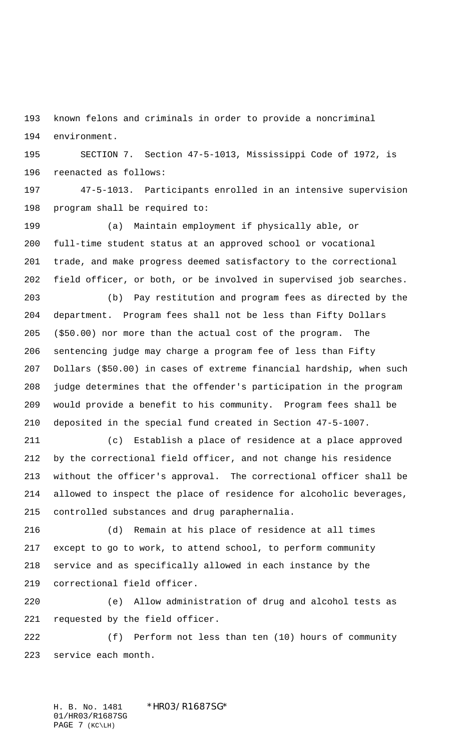known felons and criminals in order to provide a noncriminal environment.

SECTION 7. Section 47-5-1013, Mississippi Code of 1972, is reenacted as follows:

47-5-1013. Participants enrolled in an intensive supervision program shall be required to:

(a) Maintain employment if physically able, or full-time student status at an approved school or vocational trade, and make progress deemed satisfactory to the correctional field officer, or both, or be involved in supervised job searches.

(b) Pay restitution and program fees as directed by the department. Program fees shall not be less than Fifty Dollars ($50.00) nor more than the actual cost of the program. The sentencing judge may charge a program fee of less than Fifty Dollars ($50.00) in cases of extreme financial hardship, when such judge determines that the offender's participation in the program would provide a benefit to his community. Program fees shall be deposited in the special fund created in Section 47-5-1007.

(c) Establish a place of residence at a place approved by the correctional field officer, and not change his residence without the officer's approval. The correctional officer shall be allowed to inspect the place of residence for alcoholic beverages, controlled substances and drug paraphernalia.

(d) Remain at his place of residence at all times except to go to work, to attend school, to perform community service and as specifically allowed in each instance by the correctional field officer.

(e) Allow administration of drug and alcohol tests as requested by the field officer.

(f) Perform not less than ten (10) hours of community service each month.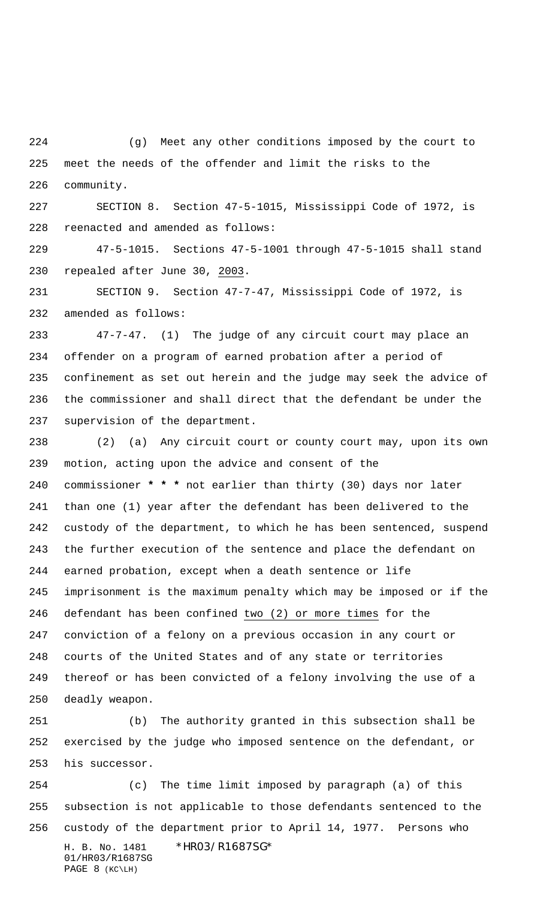(g) Meet any other conditions imposed by the court to meet the needs of the offender and limit the risks to the community.

SECTION 8. Section 47-5-1015, Mississippi Code of 1972, is reenacted and amended as follows:

47-5-1015. Sections 47-5-1001 through 47-5-1015 shall stand repealed after June 30, <u>2003</u>.

SECTION 9. Section 47-7-47, Mississippi Code of 1972, is amended as follows:

47-7-47. (1) The judge of any circuit court may place an offender on a program of earned probation after a period of confinement as set out herein and the judge may seek the advice of the commissioner and shall direct that the defendant be under the supervision of the department.

(2) (a) Any circuit court or county court may, upon its own motion, acting upon the advice and consent of the commissioner **\* \* \*** not earlier than thirty (30) days nor later than one (1) year after the defendant has been delivered to the custody of the department, to which he has been sentenced, suspend the further execution of the sentence and place the defendant on earned probation, except when a death sentence or life imprisonment is the maximum penalty which may be imposed or if the defendant has been confined <u>two (2) or more times</u> for the conviction of a felony on a previous occasion in any court or courts of the United States and of any state or territories thereof or has been convicted of a felony involving the use of a deadly weapon.

(b) The authority granted in this subsection shall be exercised by the judge who imposed sentence on the defendant, or his successor.

(c) The time limit imposed by paragraph (a) of this subsection is not applicable to those defendants sentenced to the custody of the department prior to April 14, 1977. Persons who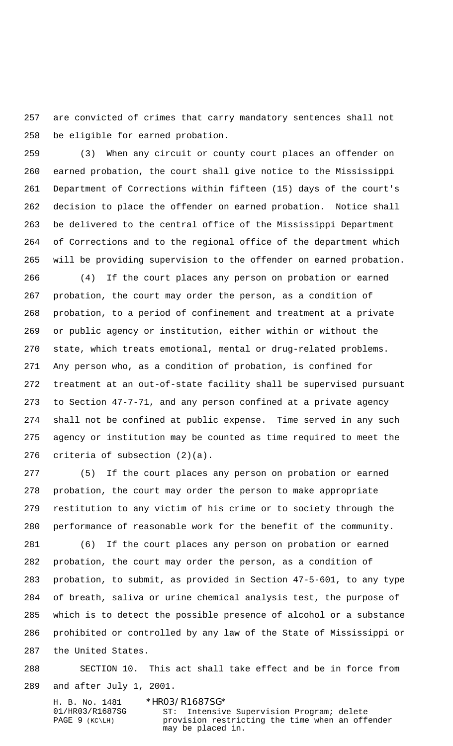are convicted of crimes that carry mandatory sentences shall not be eligible for earned probation.

(3) When any circuit or county court places an offender on earned probation, the court shall give notice to the Mississippi Department of Corrections within fifteen (15) days of the court's decision to place the offender on earned probation. Notice shall be delivered to the central office of the Mississippi Department of Corrections and to the regional office of the department which will be providing supervision to the offender on earned probation.

(4) If the court places any person on probation or earned probation, the court may order the person, as a condition of probation, to a period of confinement and treatment at a private or public agency or institution, either within or without the state, which treats emotional, mental or drug-related problems. Any person who, as a condition of probation, is confined for treatment at an out-of-state facility shall be supervised pursuant to Section 47-7-71, and any person confined at a private agency shall not be confined at public expense. Time served in any such agency or institution may be counted as time required to meet the criteria of subsection (2)(a).

(5) If the court places any person on probation or earned probation, the court may order the person to make appropriate restitution to any victim of his crime or to society through the performance of reasonable work for the benefit of the community.

(6) If the court places any person on probation or earned probation, the court may order the person, as a condition of probation, to submit, as provided in Section 47-5-601, to any type of breath, saliva or urine chemical analysis test, the purpose of which is to detect the possible presence of alcohol or a substance prohibited or controlled by any law of the State of Mississippi or the United States.

SECTION 10. This act shall take effect and be in force from and after July 1, 2001.

ST: Intensive Supervision Program; delete provision restricting the time when an offender may be placed in.